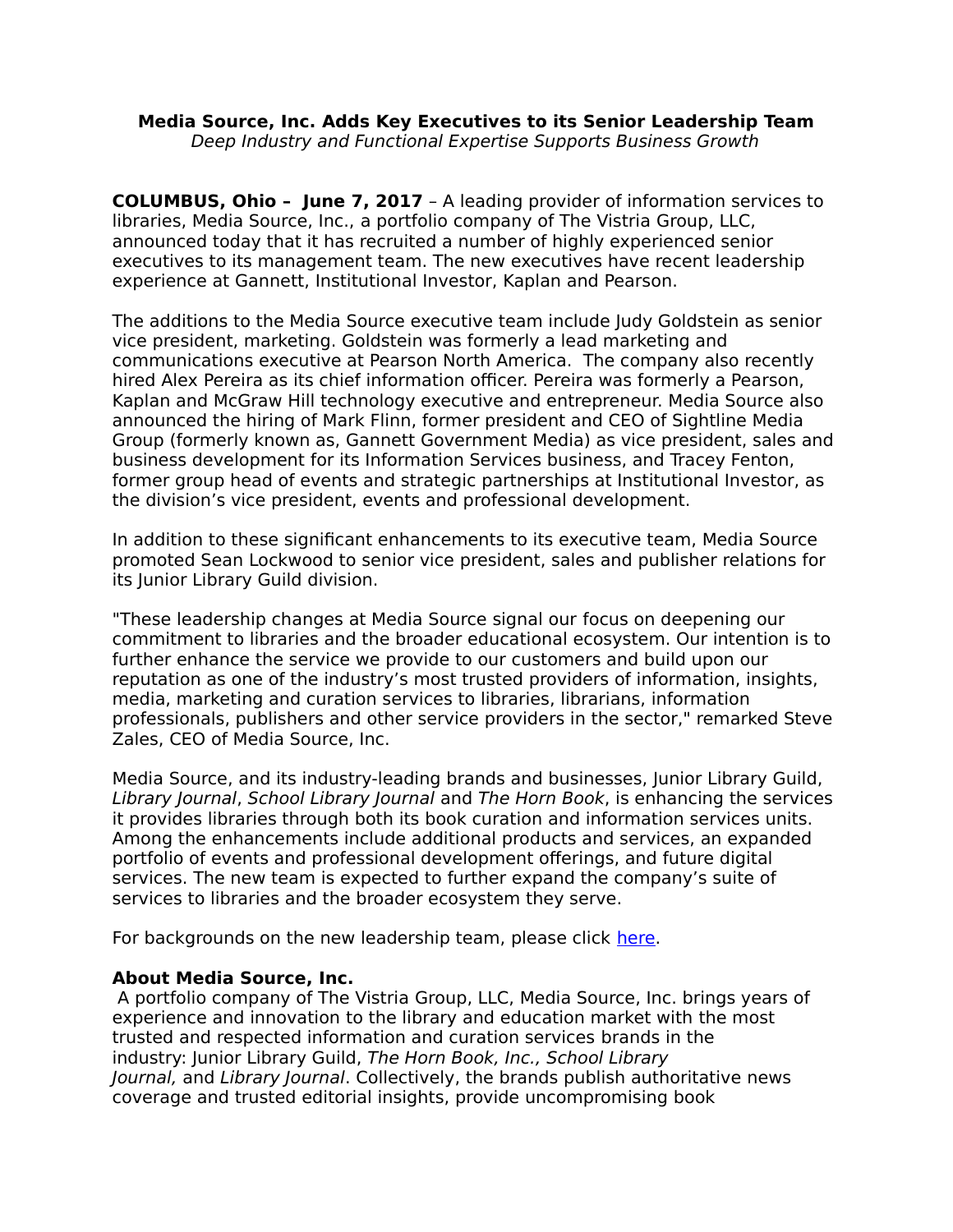# Media Source, Inc. Adds Key Executives to its Senior Leadership Team

*Deep Industry and Functional Expertise Supports Business Growth*

**COLUMBUS, Ohio – June 7, 2017** – A leading provider of information services to libraries, Media Source, Inc., a portfolio company of The Vistria Group, LLC, announced today that it has recruited a number of highly experienced senior executives to its management team. The new executives have recent leadership experience at Gannett, Institutional Investor, Kaplan and Pearson.

The additions to the Media Source executive team include Judy Goldstein as senior vice president, marketing. Goldstein was formerly a lead marketing and communications executive at Pearson North America. The company also recently hired Alex Pereira as its chief information officer. Pereira was formerly a Pearson, Kaplan and McGraw Hill technology executive and entrepreneur. Media Source also announced the hiring of Mark Flinn, former president and CEO of Sightline Media Group (formerly known as, Gannett Government Media) as vice president, sales and business development for its Information Services business, and Tracey Fenton, former group head of events and strategic partnerships at Institutional Investor, as the division's vice president, events and professional development.

In addition to these significant enhancements to its executive team, Media Source promoted Sean Lockwood to senior vice president, sales and publisher relations for its Junior Library Guild division.

"These leadership changes at Media Source signal our focus on deepening our commitment to libraries and the broader educational ecosystem. Our intention is to further enhance the service we provide to our customers and build upon our reputation as one of the industry's most trusted providers of information, insights, media, marketing and curation services to libraries, librarians, information professionals, publishers and other service providers in the sector," remarked Steve Zales, CEO of Media Source, Inc.

Media Source, and its industry-leading brands and businesses, Junior Library Guild, *Library Journal*, *School Library Journal* and *The Horn Book*, is enhancing the services it provides libraries through both its book curation and information services units. Among the enhancements include additional products and services, an expanded portfolio of events and professional development offerings, and future digital services. The new team is expected to further expand the company's suite of services to libraries and the broader ecosystem they serve.

For backgrounds on the new leadership team, please click here.

**About Media Source, Inc.**

A portfolio company of The Vistria Group, LLC, Media Source, Inc. brings years of experience and innovation to the library and education market with the most trusted and respected information and curation services brands in the industry: Junior Library Guild, *The Horn Book, Inc., School Library Journal,* and *Library Journal*. Collectively, the brands publish authoritative news coverage and trusted editorial insights, provide uncompromising book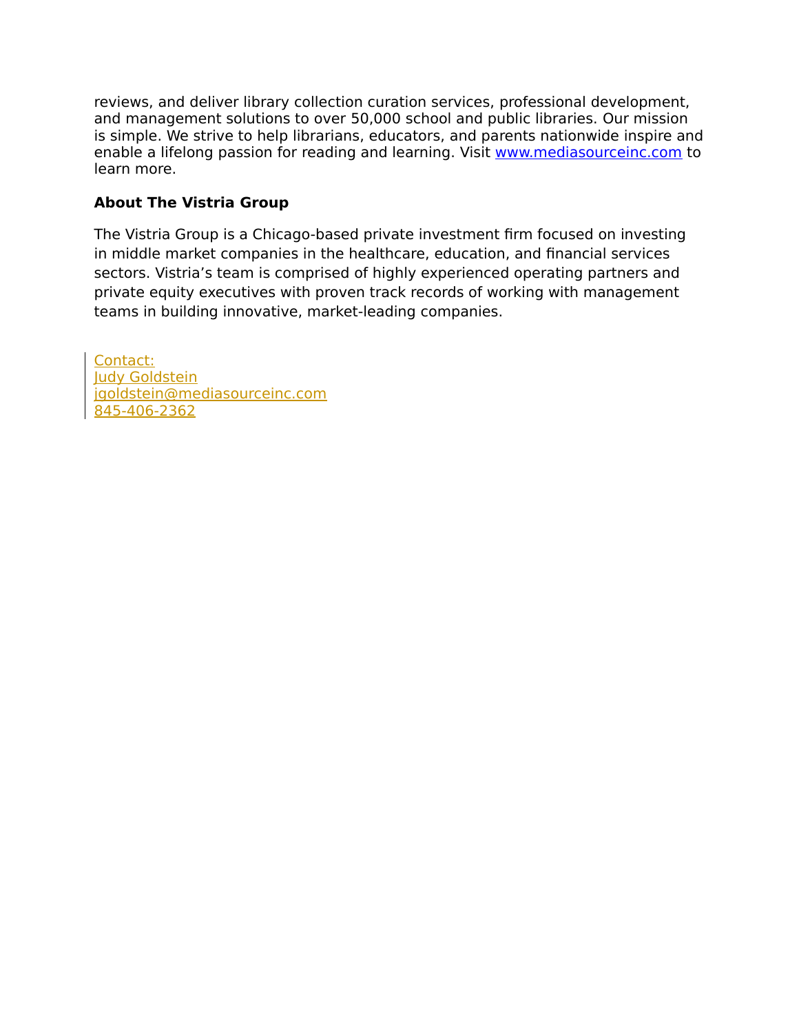reviews, and deliver library collection curation services, professional development, and management solutions to over 50,000 school and public libraries. Our mission is simple. We strive to help librarians, educators, and parents nationwide inspire and enable a lifelong passion for reading and learning. Visit www.mediasourceinc.com to learn more.

**About The Vistria Group**

The Vistria Group is a Chicago-based private investment firm focused on investing in middle market companies in the healthcare, education, and financial services sectors. Vistria's team is comprised of highly experienced operating partners and private equity executives with proven track records of working with management teams in building innovative, market-leading companies.

Contact:
Judy Goldstein
jgoldstein@mediasourceinc.com
845-406-2362